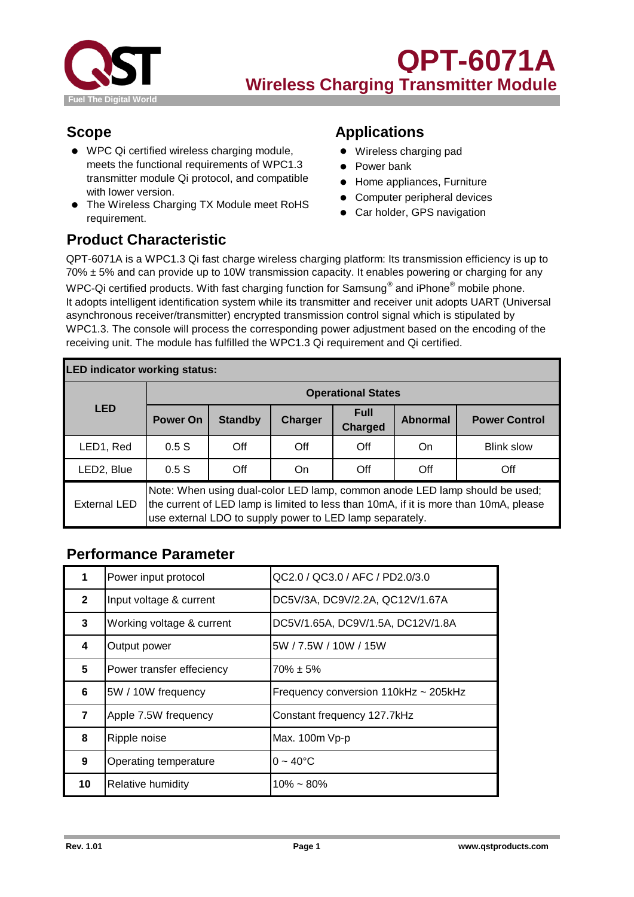# QPT-6071A

## Wireless Charging Transmitter Module

## Scope

- WPC Qi certified wireless charging module, meets the functional requirements of WPC1.3 transmitter module Qi protocol, and compatible with lower version.
- The Wireless Charging TX Module meet RoHS requirement.

## Applications

- Wireless charging pad
- Power bank
- Home appliances, Furniture
- Computer peripheral devices
- Car holder, GPS navigation

## Product Characteristic

QPT-6071A is a WPC1.3 Qi fast charge wireless charging platform: Its transmission efficiency is up to 70% ± 5% and can provide up to 10W transmission capacity. It enables powering or charging for any WPC-Qi certified products. With fast charging function for Samsung® and iPhone® mobile phone.
It adopts intelligent identification system while its transmitter and receiver unit adopts UART (Universal asynchronous receiver/transmitter) encrypted transmission control signal which is stipulated by WPC1.3. The console will process the corresponding power adjustment based on the encoding of the receiving unit. The module has fulfilled the WPC1.3 Qi requirement and Qi certified.

**LED indicator working status:**

| LED | Operational States | | | | | |
|---|---|---|---|---|---|---|
| | **Power On** | **Standby** | **Charger** | **Full Charged** | **Abnormal** | **Power Control** |
| LED1, Red | 0.5 S | Off | Off | Off | On | Blink slow |
| LED2, Blue | 0.5 S | Off | On | Off | Off | Off |
| External LED | Note: When using dual-color LED lamp, common anode LED lamp should be used; the current of LED lamp is limited to less than 10mA, if it is more than 10mA, please use external LDO to supply power to LED lamp separately. | | | | | |

## Performance Parameter

| | | |
|---|---|---|
| **1** | Power input protocol | QC2.0 / QC3.0 / AFC / PD2.0/3.0 |
| **2** | Input voltage & current | DC5V/3A, DC9V/2.2A, QC12V/1.67A |
| **3** | Working voltage & current | DC5V/1.65A, DC9V/1.5A, DC12V/1.8A |
| **4** | Output power | 5W / 7.5W / 10W / 15W |
| **5** | Power transfer effeciency | 70% ± 5% |
| **6** | 5W / 10W frequency | Frequency conversion 110kHz ~ 205kHz |
| **7** | Apple 7.5W frequency | Constant frequency 127.7kHz |
| **8** | Ripple noise | Max. 100m Vp-p |
| **9** | Operating temperature | 0 ~ 40°C |
| **10** | Relative humidity | 10% ~ 80% |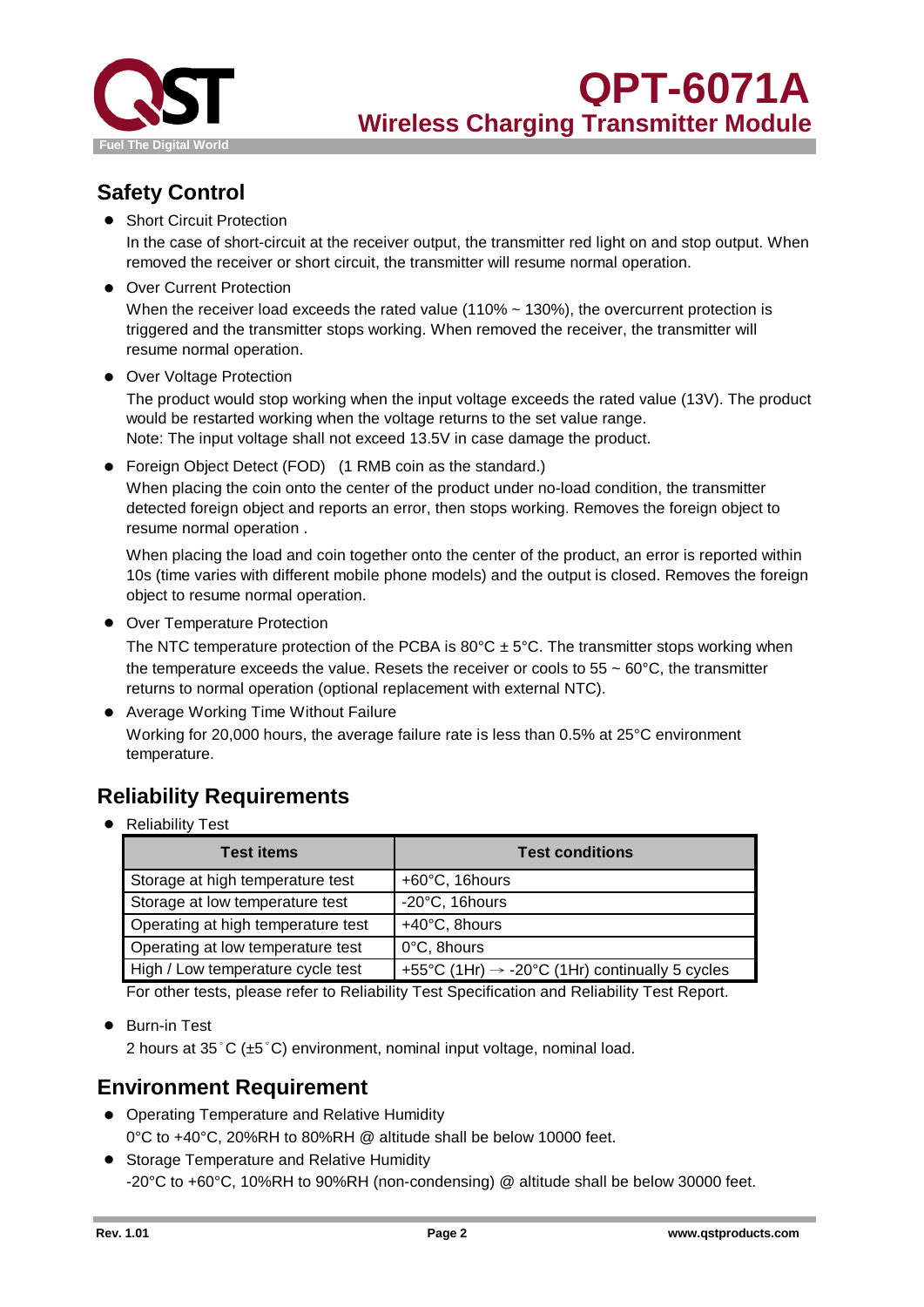## Safety Control

- Short Circuit Protection

  In the case of short-circuit at the receiver output, the transmitter red light on and stop output. When removed the receiver or short circuit, the transmitter will resume normal operation.

- Over Current Protection

  When the receiver load exceeds the rated value (110% ~ 130%), the overcurrent protection is triggered and the transmitter stops working. When removed the receiver, the transmitter will resume normal operation.

- Over Voltage Protection

  The product would stop working when the input voltage exceeds the rated value (13V). The product would be restarted working when the voltage returns to the set value range.
  Note: The input voltage shall not exceed 13.5V in case damage the product.

- Foreign Object Detect (FOD)   (1 RMB coin as the standard.)

  When placing the coin onto the center of the product under no-load condition, the transmitter detected foreign object and reports an error, then stops working. Removes the foreign object to resume normal operation .

  When placing the load and coin together onto the center of the product, an error is reported within 10s (time varies with different mobile phone models) and the output is closed. Removes the foreign object to resume normal operation.

- Over Temperature Protection

  The NTC temperature protection of the PCBA is 80°C ± 5°C. The transmitter stops working when the temperature exceeds the value. Resets the receiver or cools to 55 ~ 60°C, the transmitter returns to normal operation (optional replacement with external NTC).

- Average Working Time Without Failure

  Working for 20,000 hours, the average failure rate is less than 0.5% at 25°C environment temperature.

## Reliability Requirements

- Reliability Test

| Test items | Test conditions |
|---|---|
| Storage at high temperature test | +60°C, 16hours |
| Storage at low temperature test | -20°C, 16hours |
| Operating at high temperature test | +40°C, 8hours |
| Operating at low temperature test | 0°C, 8hours |
| High / Low temperature cycle test | +55°C (1Hr) → -20°C (1Hr) continually 5 cycles |

For other tests, please refer to Reliability Test Specification and Reliability Test Report.

- Burn-in Test

  2 hours at 35°C (±5°C) environment, nominal input voltage, nominal load.

## Environment Requirement

- Operating Temperature and Relative Humidity

  0°C to +40°C, 20%RH to 80%RH @ altitude shall be below 10000 feet.

- Storage Temperature and Relative Humidity

  -20°C to +60°C, 10%RH to 90%RH (non-condensing) @ altitude shall be below 30000 feet.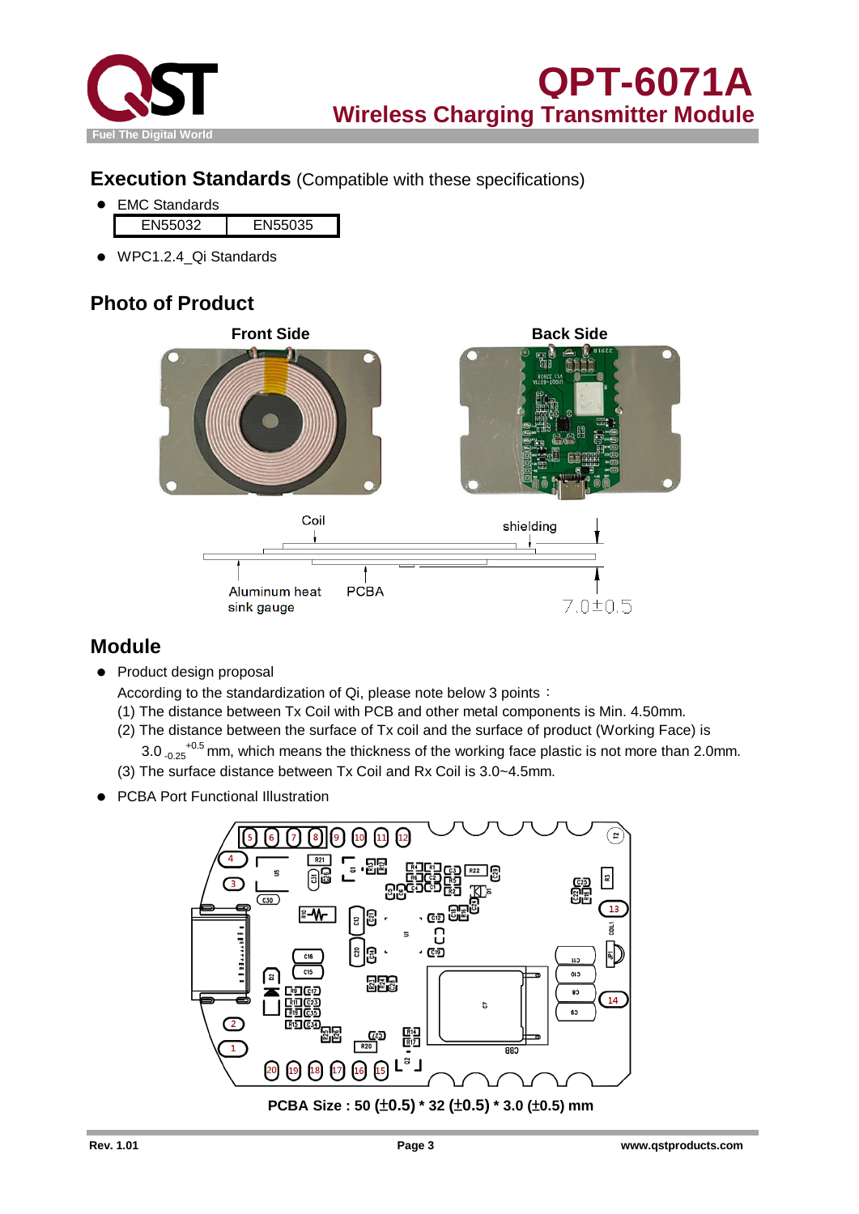# QPT-6071A

## Wireless Charging Transmitter Module

## Execution Standards (Compatible with these specifications)

- EMC Standards

| EN55032 | EN55035 |
|---|---|

- WPC1.2.4_Qi Standards

## Photo of Product

Front Side

Back Side

Coil

shielding

Aluminum heat sink gauge

PCBA

7.0±0.5

## Module

- Product design proposal

  According to the standardization of Qi, please note below 3 points：

  (1) The distance between Tx Coil with PCB and other metal components is Min. 4.50mm.

  (2) The distance between the surface of Tx coil and the surface of product (Working Face) is $3.0_{-0.25}^{+0.5}$ mm, which means the thickness of the working face plastic is not more than 2.0mm.

  (3) The surface distance between Tx Coil and Rx Coil is 3.0~4.5mm.

- PCBA Port Functional Illustration

**PCBA Size : 50 (±0.5) * 32 (±0.5) * 3.0 (±0.5) mm**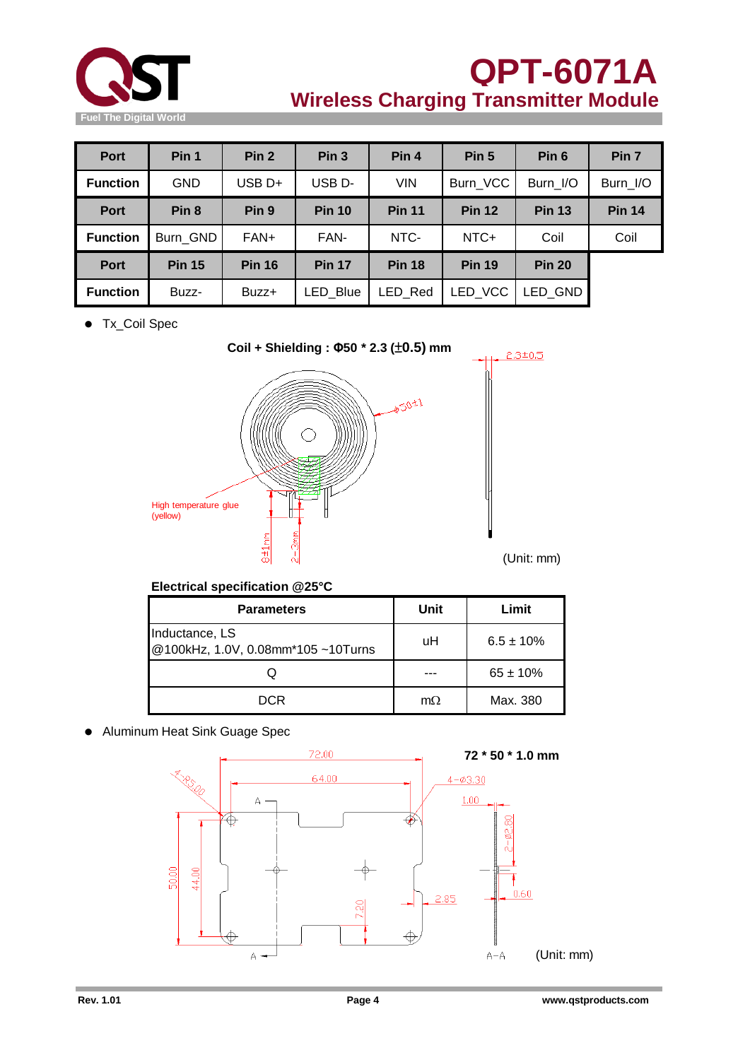| Port | Pin 1 | Pin 2 | Pin 3 | Pin 4 | Pin 5 | Pin 6 | Pin 7 |
|---|---|---|---|---|---|---|---|
| Function | GND | USB D+ | USB D- | VIN | Burn_VCC | Burn_I/O | Burn_I/O |
| Port | Pin 8 | Pin 9 | Pin 10 | Pin 11 | Pin 12 | Pin 13 | Pin 14 |
| Function | Burn_GND | FAN+ | FAN- | NTC- | NTC+ | Coil | Coil |
| Port | Pin 15 | Pin 16 | Pin 17 | Pin 18 | Pin 19 | Pin 20 | |
| Function | Buzz- | Buzz+ | LED_Blue | LED_Red | LED_VCC | LED_GND | |

- Tx_Coil Spec

**Coil + Shielding : Φ50 * 2.3 (±0.5) mm**

2.3±0.5

φ50±1

High temperature glue (yellow)

8±1mm

2~3mm

(Unit: mm)

**Electrical specification @25°C**

| Parameters | Unit | Limit |
|---|---|---|
| Inductance, LS @100kHz, 1.0V, 0.08mm*105 ~10Turns | uH | 6.5 ± 10% |
| Q | --- | 65 ± 10% |
| DCR | mΩ | Max. 380 |

- Aluminum Heat Sink Guage Spec

**72 * 50 * 1.0 mm**

72.00

64.00

4-R5.00

4-φ3.30

1.00

2-φ2.80

50.00

44.00

7.20

2.85

0.60

A

A

A-A

(Unit: mm)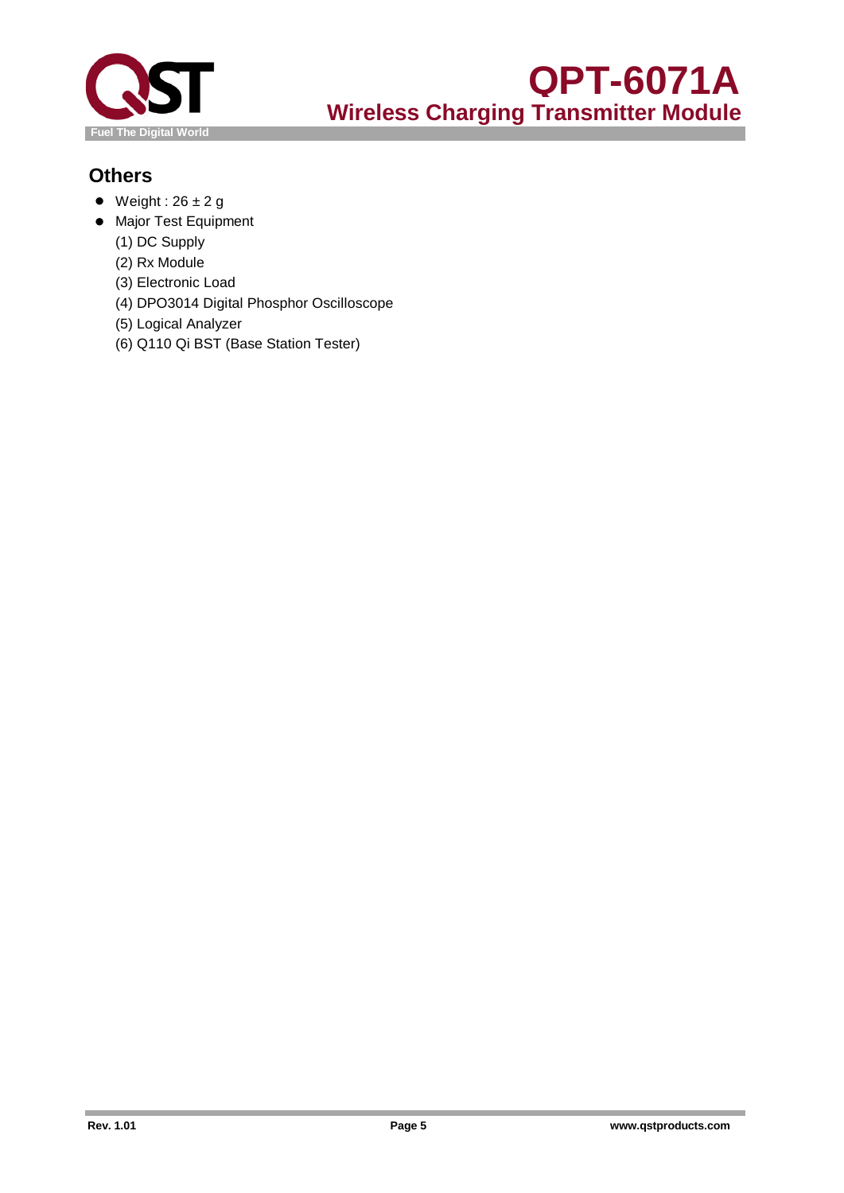## Others

- Weight : 26 ± 2 g
- Major Test Equipment
  (1) DC Supply
  (2) Rx Module
  (3) Electronic Load
  (4) DPO3014 Digital Phosphor Oscilloscope
  (5) Logical Analyzer
  (6) Q110 Qi BST (Base Station Tester)